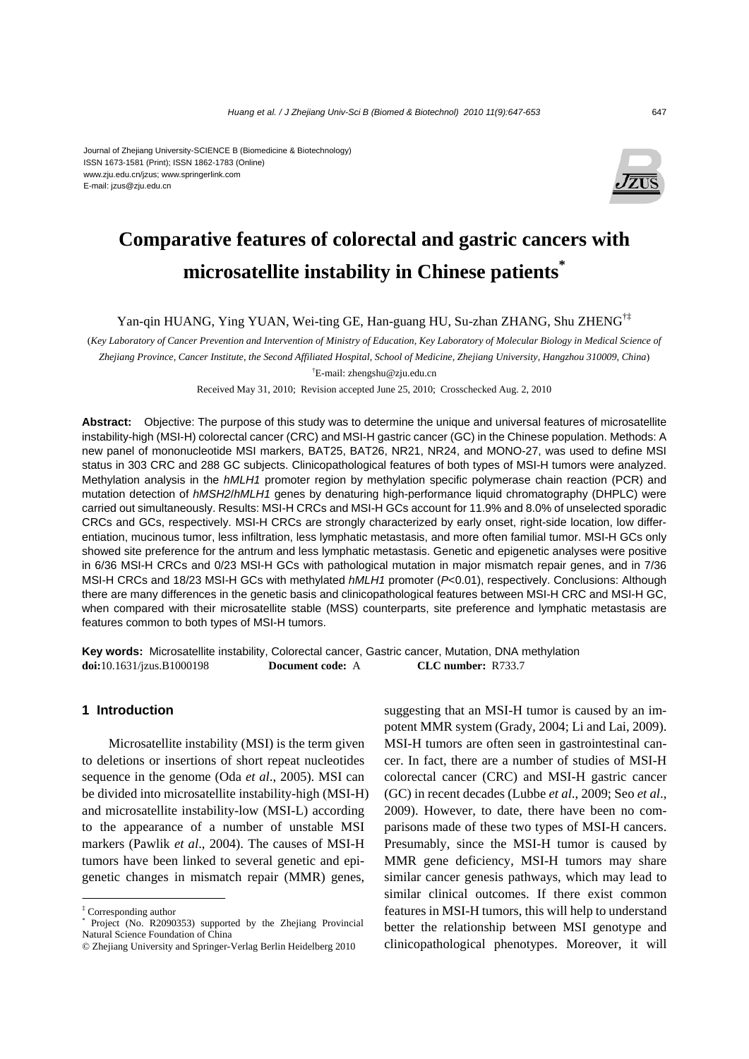Journal of Zhejiang University-SCIENCE B (Biomedicine & Biotechnology)
ISSN 1673-1581 (Print); ISSN 1862-1783 (Online)
www.zju.edu.cn/jzus; www.springerlink.com
E-mail: jzus@zju.edu.cn

# Comparative features of colorectal and gastric cancers with microsatellite instability in Chinese patients*

Yan-qin HUANG, Ying YUAN, Wei-ting GE, Han-guang HU, Su-zhan ZHANG, Shu ZHENG[†‡]

(*Key Laboratory of Cancer Prevention and Intervention of Ministry of Education, Key Laboratory of Molecular Biology in Medical Science of Zhejiang Province, Cancer Institute, the Second Affiliated Hospital, School of Medicine, Zhejiang University, Hangzhou 310009, China*)

[†]E-mail: zhengshu@zju.edu.cn

Received May 31, 2010; Revision accepted June 25, 2010; Crosschecked Aug. 2, 2010

**Abstract:** Objective: The purpose of this study was to determine the unique and universal features of microsatellite instability-high (MSI-H) colorectal cancer (CRC) and MSI-H gastric cancer (GC) in the Chinese population. Methods: A new panel of mononucleotide MSI markers, BAT25, BAT26, NR21, NR24, and MONO-27, was used to define MSI status in 303 CRC and 288 GC subjects. Clinicopathological features of both types of MSI-H tumors were analyzed. Methylation analysis in the *hMLH1* promoter region by methylation specific polymerase chain reaction (PCR) and mutation detection of *hMSH2*/*hMLH1* genes by denaturing high-performance liquid chromatography (DHPLC) were carried out simultaneously. Results: MSI-H CRCs and MSI-H GCs account for 11.9% and 8.0% of unselected sporadic CRCs and GCs, respectively. MSI-H CRCs are strongly characterized by early onset, right-side location, low differentiation, mucinous tumor, less infiltration, less lymphatic metastasis, and more often familial tumor. MSI-H GCs only showed site preference for the antrum and less lymphatic metastasis. Genetic and epigenetic analyses were positive in 6/36 MSI-H CRCs and 0/23 MSI-H GCs with pathological mutation in major mismatch repair genes, and in 7/36 MSI-H CRCs and 18/23 MSI-H GCs with methylated *hMLH1* promoter ($P<0.01$), respectively. Conclusions: Although there are many differences in the genetic basis and clinicopathological features between MSI-H CRC and MSI-H GC, when compared with their microsatellite stable (MSS) counterparts, site preference and lymphatic metastasis are features common to both types of MSI-H tumors.

**Key words:** Microsatellite instability, Colorectal cancer, Gastric cancer, Mutation, DNA methylation
**doi:**10.1631/jzus.B1000198 **Document code:** A **CLC number:** R733.7

## 1 Introduction

Microsatellite instability (MSI) is the term given to deletions or insertions of short repeat nucleotides sequence in the genome (Oda *et al*., 2005). MSI can be divided into microsatellite instability-high (MSI-H) and microsatellite instability-low (MSI-L) according to the appearance of a number of unstable MSI markers (Pawlik *et al*., 2004). The causes of MSI-H tumors have been linked to several genetic and epigenetic changes in mismatch repair (MMR) genes, suggesting that an MSI-H tumor is caused by an impotent MMR system (Grady, 2004; Li and Lai, 2009). MSI-H tumors are often seen in gastrointestinal cancer. In fact, there are a number of studies of MSI-H colorectal cancer (CRC) and MSI-H gastric cancer (GC) in recent decades (Lubbe *et al*., 2009; Seo *et al*., 2009). However, to date, there have been no comparisons made of these two types of MSI-H cancers. Presumably, since the MSI-H tumor is caused by MMR gene deficiency, MSI-H tumors may share similar cancer genesis pathways, which may lead to similar clinical outcomes. If there exist common features in MSI-H tumors, this will help to understand better the relationship between MSI genotype and clinicopathological phenotypes. Moreover, it will

---

[‡] Corresponding author

[*] Project (No. R2090353) supported by the Zhejiang Provincial Natural Science Foundation of China

© Zhejiang University and Springer-Verlag Berlin Heidelberg 2010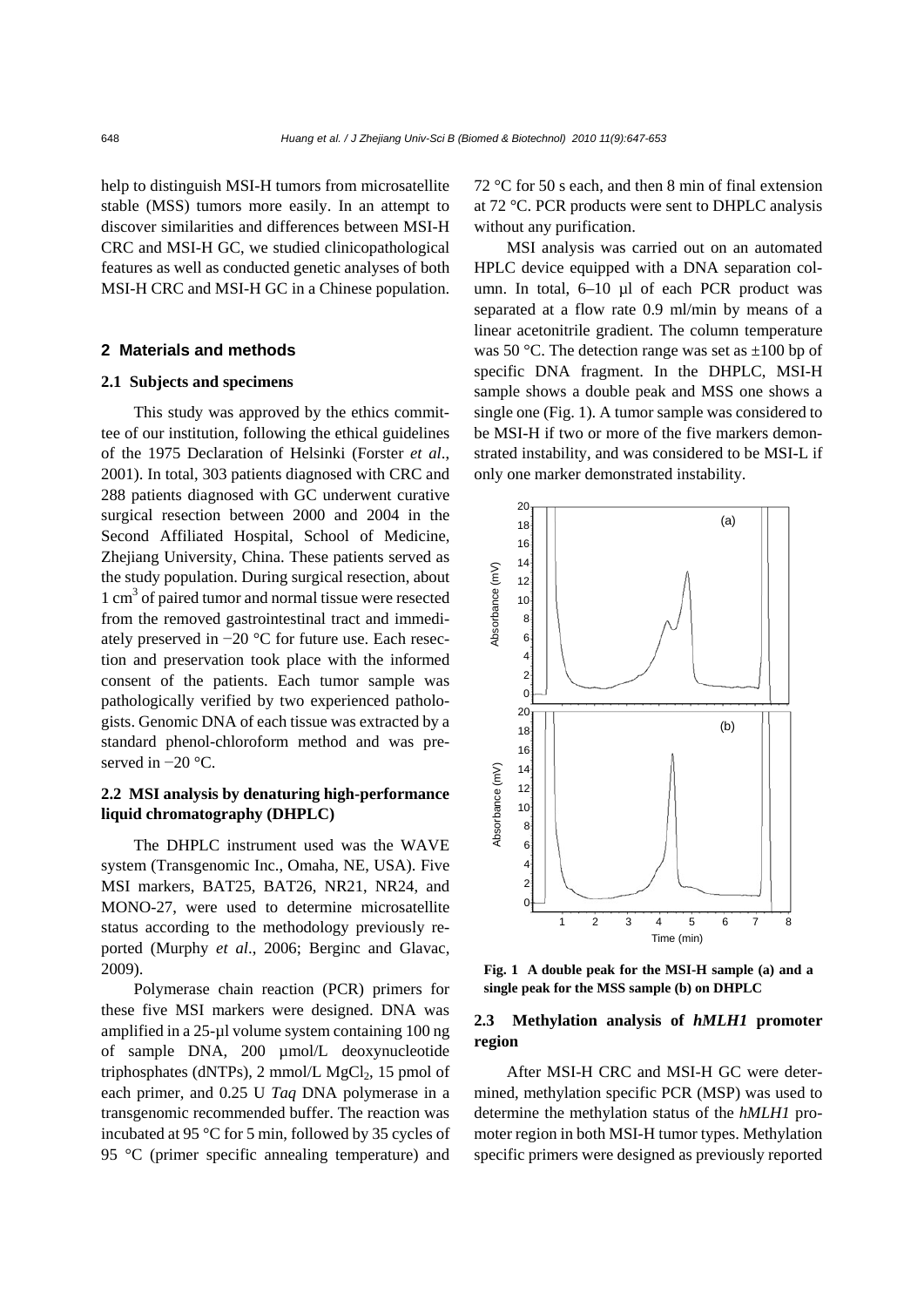help to distinguish MSI-H tumors from microsatellite stable (MSS) tumors more easily. In an attempt to discover similarities and differences between MSI-H CRC and MSI-H GC, we studied clinicopathological features as well as conducted genetic analyses of both MSI-H CRC and MSI-H GC in a Chinese population.

## 2 Materials and methods

### 2.1 Subjects and specimens

This study was approved by the ethics committee of our institution, following the ethical guidelines of the 1975 Declaration of Helsinki (Forster *et al*., 2001). In total, 303 patients diagnosed with CRC and 288 patients diagnosed with GC underwent curative surgical resection between 2000 and 2004 in the Second Affiliated Hospital, School of Medicine, Zhejiang University, China. These patients served as the study population. During surgical resection, about 1 $cm^3$ of paired tumor and normal tissue were resected from the removed gastrointestinal tract and immediately preserved in −20 °C for future use. Each resection and preservation took place with the informed consent of the patients. Each tumor sample was pathologically verified by two experienced pathologists. Genomic DNA of each tissue was extracted by a standard phenol-chloroform method and was preserved in −20 °C.

### 2.2 MSI analysis by denaturing high-performance liquid chromatography (DHPLC)

The DHPLC instrument used was the WAVE system (Transgenomic Inc., Omaha, NE, USA). Five MSI markers, BAT25, BAT26, NR21, NR24, and MONO-27, were used to determine microsatellite status according to the methodology previously reported (Murphy *et al*., 2006; Berginc and Glavac, 2009).

Polymerase chain reaction (PCR) primers for these five MSI markers were designed. DNA was amplified in a 25-μl volume system containing 100 ng of sample DNA, 200 μmol/L deoxynucleotide triphosphates (dNTPs), 2 mmol/L $MgCl_2$, 15 pmol of each primer, and 0.25 U *Taq* DNA polymerase in a transgenomic recommended buffer. The reaction was incubated at 95 °C for 5 min, followed by 35 cycles of 95 °C (primer specific annealing temperature) and 72 °C for 50 s each, and then 8 min of final extension at 72 °C. PCR products were sent to DHPLC analysis without any purification.

MSI analysis was carried out on an automated HPLC device equipped with a DNA separation column. In total, 6–10 μl of each PCR product was separated at a flow rate 0.9 ml/min by means of a linear acetonitrile gradient. The column temperature was 50 °C. The detection range was set as ±100 bp of specific DNA fragment. In the DHPLC, MSI-H sample shows a double peak and MSS one shows a single one (Fig. 1). A tumor sample was considered to be MSI-H if two or more of the five markers demonstrated instability, and was considered to be MSI-L if only one marker demonstrated instability.

**Fig. 1 A double peak for the MSI-H sample (a) and a single peak for the MSS sample (b) on DHPLC**

### 2.3 Methylation analysis of *hMLH1* promoter region

After MSI-H CRC and MSI-H GC were determined, methylation specific PCR (MSP) was used to determine the methylation status of the *hMLH1* promoter region in both MSI-H tumor types. Methylation specific primers were designed as previously reported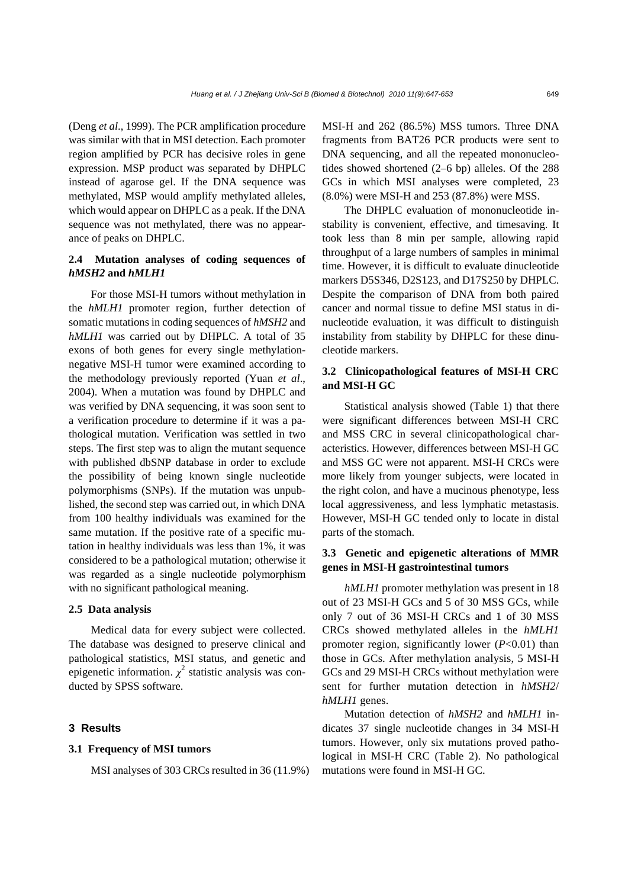(Deng *et al*., 1999). The PCR amplification procedure was similar with that in MSI detection. Each promoter region amplified by PCR has decisive roles in gene expression. MSP product was separated by DHPLC instead of agarose gel. If the DNA sequence was methylated, MSP would amplify methylated alleles, which would appear on DHPLC as a peak. If the DNA sequence was not methylated, there was no appearance of peaks on DHPLC.

### 2.4 Mutation analyses of coding sequences of *hMSH2* and *hMLH1*

For those MSI-H tumors without methylation in the *hMLH1* promoter region, further detection of somatic mutations in coding sequences of *hMSH2* and *hMLH1* was carried out by DHPLC. A total of 35 exons of both genes for every single methylation-negative MSI-H tumor were examined according to the methodology previously reported (Yuan *et al*., 2004). When a mutation was found by DHPLC and was verified by DNA sequencing, it was soon sent to a verification procedure to determine if it was a pathological mutation. Verification was settled in two steps. The first step was to align the mutant sequence with published dbSNP database in order to exclude the possibility of being known single nucleotide polymorphisms (SNPs). If the mutation was unpublished, the second step was carried out, in which DNA from 100 healthy individuals was examined for the same mutation. If the positive rate of a specific mutation in healthy individuals was less than 1%, it was considered to be a pathological mutation; otherwise it was regarded as a single nucleotide polymorphism with no significant pathological meaning.

### 2.5 Data analysis

Medical data for every subject were collected. The database was designed to preserve clinical and pathological statistics, MSI status, and genetic and epigenetic information. $\chi^2$ statistic analysis was conducted by SPSS software.

## 3 Results

### 3.1 Frequency of MSI tumors

MSI analyses of 303 CRCs resulted in 36 (11.9%) MSI-H and 262 (86.5%) MSS tumors. Three DNA fragments from BAT26 PCR products were sent to DNA sequencing, and all the repeated mononucleotides showed shortened (2–6 bp) alleles. Of the 288 GCs in which MSI analyses were completed, 23 (8.0%) were MSI-H and 253 (87.8%) were MSS.

The DHPLC evaluation of mononucleotide instability is convenient, effective, and timesaving. It took less than 8 min per sample, allowing rapid throughput of a large numbers of samples in minimal time. However, it is difficult to evaluate dinucleotide markers D5S346, D2S123, and D17S250 by DHPLC. Despite the comparison of DNA from both paired cancer and normal tissue to define MSI status in dinucleotide evaluation, it was difficult to distinguish instability from stability by DHPLC for these dinucleotide markers.

### 3.2 Clinicopathological features of MSI-H CRC and MSI-H GC

Statistical analysis showed (Table 1) that there were significant differences between MSI-H CRC and MSS CRC in several clinicopathological characteristics. However, differences between MSI-H GC and MSS GC were not apparent. MSI-H CRCs were more likely from younger subjects, were located in the right colon, and have a mucinous phenotype, less local aggressiveness, and less lymphatic metastasis. However, MSI-H GC tended only to locate in distal parts of the stomach.

### 3.3 Genetic and epigenetic alterations of MMR genes in MSI-H gastrointestinal tumors

*hMLH1* promoter methylation was present in 18 out of 23 MSI-H GCs and 5 of 30 MSS GCs, while only 7 out of 36 MSI-H CRCs and 1 of 30 MSS CRCs showed methylated alleles in the *hMLH1* promoter region, significantly lower ($P<0.01$) than those in GCs. After methylation analysis, 5 MSI-H GCs and 29 MSI-H CRCs without methylation were sent for further mutation detection in *hMSH2*/*hMLH1* genes.

Mutation detection of *hMSH2* and *hMLH1* indicates 37 single nucleotide changes in 34 MSI-H tumors. However, only six mutations proved pathological in MSI-H CRC (Table 2). No pathological mutations were found in MSI-H GC.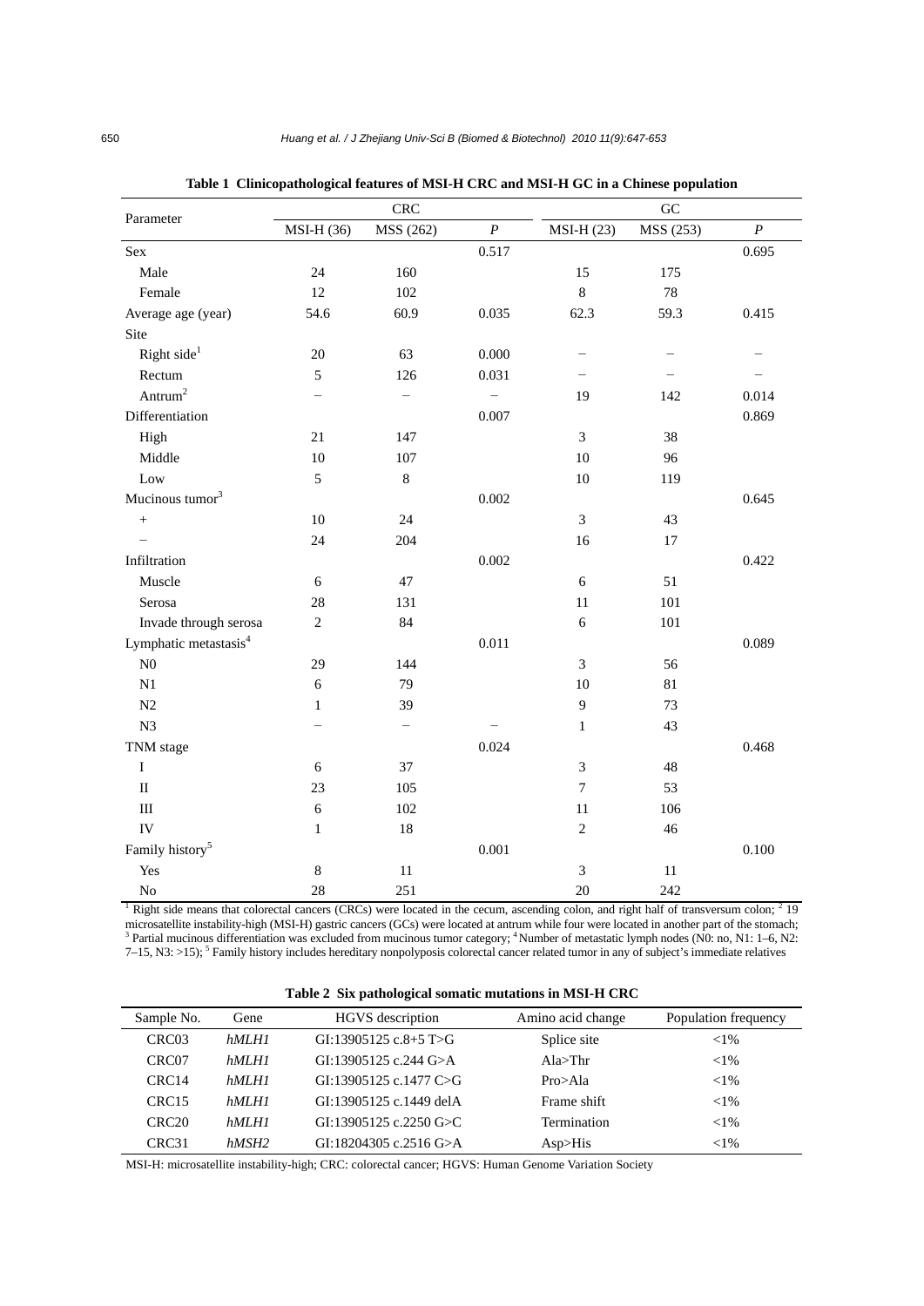**Table 1 Clinicopathological features of MSI-H CRC and MSI-H GC in a Chinese population**

| Parameter | CRC | | | GC | | |
|---|---|---|---|---|---|---|
| | MSI-H (36) | MSS (262) | *P* | MSI-H (23) | MSS (253) | *P* |
| Sex | | | 0.517 | | | 0.695 |
| Male | 24 | 160 | | 15 | 175 | |
| Female | 12 | 102 | | 8 | 78 | |
| Average age (year) | 54.6 | 60.9 | 0.035 | 62.3 | 59.3 | 0.415 |
| Site | | | | | | |
| Right side[1] | 20 | 63 | 0.000 | – | – | – |
| Rectum | 5 | 126 | 0.031 | – | – | – |
| Antrum[2] | – | – | – | 19 | 142 | 0.014 |
| Differentiation | | | 0.007 | | | 0.869 |
| High | 21 | 147 | | 3 | 38 | |
| Middle | 10 | 107 | | 10 | 96 | |
| Low | 5 | 8 | | 10 | 119 | |
| Mucinous tumor[3] | | | 0.002 | | | 0.645 |
| + | 10 | 24 | | 3 | 43 | |
| – | 24 | 204 | | 16 | 17 | |
| Infiltration | | | 0.002 | | | 0.422 |
| Muscle | 6 | 47 | | 6 | 51 | |
| Serosa | 28 | 131 | | 11 | 101 | |
| Invade through serosa | 2 | 84 | | 6 | 101 | |
| Lymphatic metastasis[4] | | | 0.011 | | | 0.089 |
| N0 | 29 | 144 | | 3 | 56 | |
| N1 | 6 | 79 | | 10 | 81 | |
| N2 | 1 | 39 | | 9 | 73 | |
| N3 | – | – | – | 1 | 43 | |
| TNM stage | | | 0.024 | | | 0.468 |
| I | 6 | 37 | | 3 | 48 | |
| II | 23 | 105 | | 7 | 53 | |
| III | 6 | 102 | | 11 | 106 | |
| IV | 1 | 18 | | 2 | 46 | |
| Family history[5] | | | 0.001 | | | 0.100 |
| Yes | 8 | 11 | | 3 | 11 | |
| No | 28 | 251 | | 20 | 242 | |

[1] Right side means that colorectal cancers (CRCs) were located in the cecum, ascending colon, and right half of transversum colon; [2] 19 microsatellite instability-high (MSI-H) gastric cancers (GCs) were located at antrum while four were located in another part of the stomach; [3] Partial mucinous differentiation was excluded from mucinous tumor category; [4] Number of metastatic lymph nodes (N0: no, N1: 1–6, N2: 7–15, N3: >15); [5] Family history includes hereditary nonpolyposis colorectal cancer related tumor in any of subject's immediate relatives

**Table 2 Six pathological somatic mutations in MSI-H CRC**

| Sample No. | Gene | HGVS description | Amino acid change | Population frequency |
|---|---|---|---|---|
| CRC03 | *hMLH1* | GI:13905125 c.8+5 T>G | Splice site | <1% |
| CRC07 | *hMLH1* | GI:13905125 c.244 G>A | Ala>Thr | <1% |
| CRC14 | *hMLH1* | GI:13905125 c.1477 C>G | Pro>Ala | <1% |
| CRC15 | *hMLH1* | GI:13905125 c.1449 delA | Frame shift | <1% |
| CRC20 | *hMLH1* | GI:13905125 c.2250 G>C | Termination | <1% |
| CRC31 | *hMSH2* | GI:18204305 c.2516 G>A | Asp>His | <1% |

MSI-H: microsatellite instability-high; CRC: colorectal cancer; HGVS: Human Genome Variation Society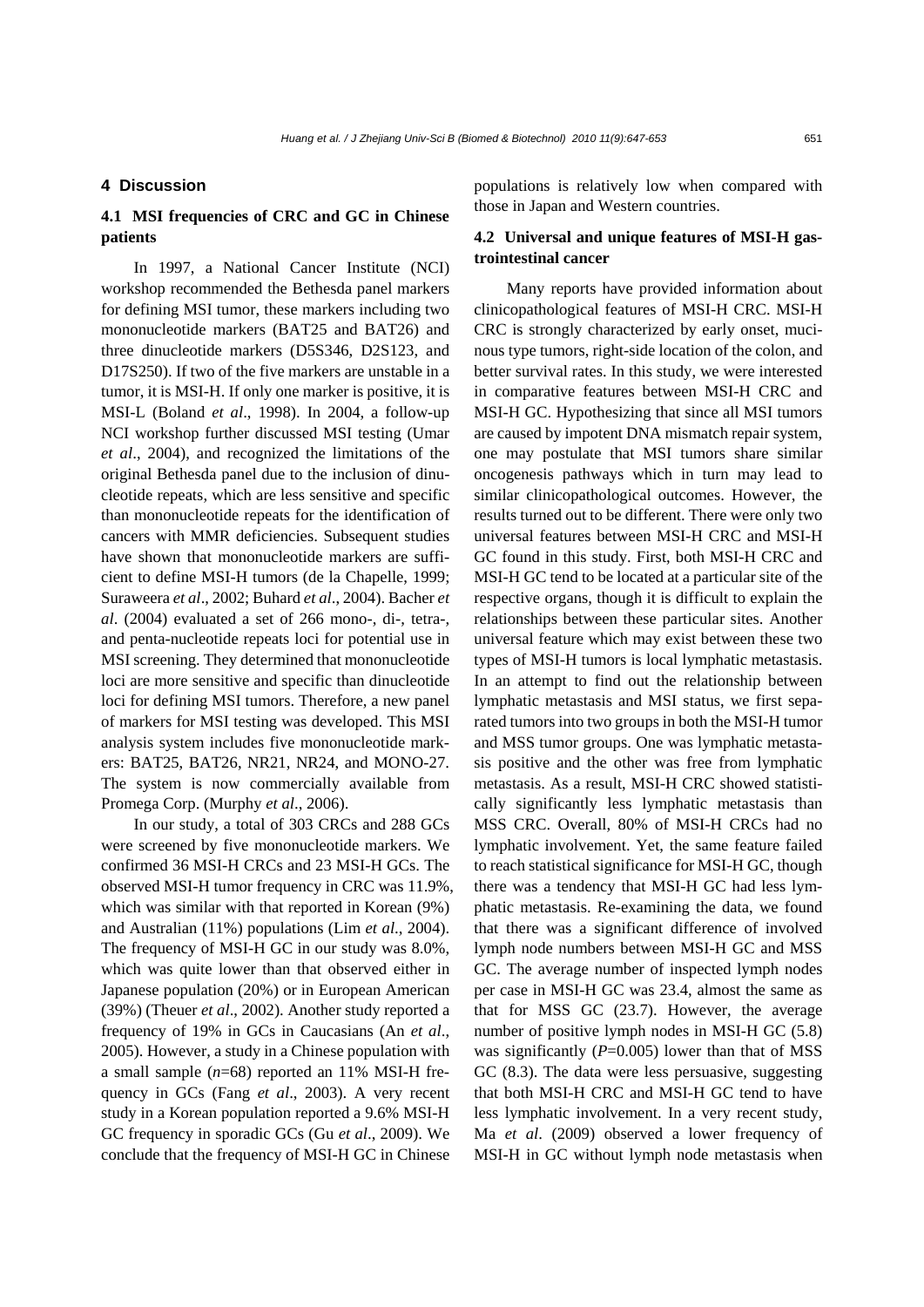## 4 Discussion

### 4.1 MSI frequencies of CRC and GC in Chinese patients

In 1997, a National Cancer Institute (NCI) workshop recommended the Bethesda panel markers for defining MSI tumor, these markers including two mononucleotide markers (BAT25 and BAT26) and three dinucleotide markers (D5S346, D2S123, and D17S250). If two of the five markers are unstable in a tumor, it is MSI-H. If only one marker is positive, it is MSI-L (Boland *et al*., 1998). In 2004, a follow-up NCI workshop further discussed MSI testing (Umar *et al*., 2004), and recognized the limitations of the original Bethesda panel due to the inclusion of dinucleotide repeats, which are less sensitive and specific than mononucleotide repeats for the identification of cancers with MMR deficiencies. Subsequent studies have shown that mononucleotide markers are sufficient to define MSI-H tumors (de la Chapelle, 1999; Suraweera *et al*., 2002; Buhard *et al*., 2004). Bacher *et al*. (2004) evaluated a set of 266 mono-, di-, tetra-, and penta-nucleotide repeats loci for potential use in MSI screening. They determined that mononucleotide loci are more sensitive and specific than dinucleotide loci for defining MSI tumors. Therefore, a new panel of markers for MSI testing was developed. This MSI analysis system includes five mononucleotide markers: BAT25, BAT26, NR21, NR24, and MONO-27. The system is now commercially available from Promega Corp. (Murphy *et al*., 2006).

In our study, a total of 303 CRCs and 288 GCs were screened by five mononucleotide markers. We confirmed 36 MSI-H CRCs and 23 MSI-H GCs. The observed MSI-H tumor frequency in CRC was 11.9%, which was similar with that reported in Korean (9%) and Australian (11%) populations (Lim *et al*., 2004). The frequency of MSI-H GC in our study was 8.0%, which was quite lower than that observed either in Japanese population (20%) or in European American (39%) (Theuer *et al*., 2002). Another study reported a frequency of 19% in GCs in Caucasians (An *et al*., 2005). However, a study in a Chinese population with a small sample ($n$=68) reported an 11% MSI-H frequency in GCs (Fang *et al*., 2003). A very recent study in a Korean population reported a 9.6% MSI-H GC frequency in sporadic GCs (Gu *et al*., 2009). We conclude that the frequency of MSI-H GC in Chinese populations is relatively low when compared with those in Japan and Western countries.

### 4.2 Universal and unique features of MSI-H gastrointestinal cancer

Many reports have provided information about clinicopathological features of MSI-H CRC. MSI-H CRC is strongly characterized by early onset, mucinous type tumors, right-side location of the colon, and better survival rates. In this study, we were interested in comparative features between MSI-H CRC and MSI-H GC. Hypothesizing that since all MSI tumors are caused by impotent DNA mismatch repair system, one may postulate that MSI tumors share similar oncogenesis pathways which in turn may lead to similar clinicopathological outcomes. However, the results turned out to be different. There were only two universal features between MSI-H CRC and MSI-H GC found in this study. First, both MSI-H CRC and MSI-H GC tend to be located at a particular site of the respective organs, though it is difficult to explain the relationships between these particular sites. Another universal feature which may exist between these two types of MSI-H tumors is local lymphatic metastasis. In an attempt to find out the relationship between lymphatic metastasis and MSI status, we first separated tumors into two groups in both the MSI-H tumor and MSS tumor groups. One was lymphatic metastasis positive and the other was free from lymphatic metastasis. As a result, MSI-H CRC showed statistically significantly less lymphatic metastasis than MSS CRC. Overall, 80% of MSI-H CRCs had no lymphatic involvement. Yet, the same feature failed to reach statistical significance for MSI-H GC, though there was a tendency that MSI-H GC had less lymphatic metastasis. Re-examining the data, we found that there was a significant difference of involved lymph node numbers between MSI-H GC and MSS GC. The average number of inspected lymph nodes per case in MSI-H GC was 23.4, almost the same as that for MSS GC (23.7). However, the average number of positive lymph nodes in MSI-H GC (5.8) was significantly ($P$=0.005) lower than that of MSS GC (8.3). The data were less persuasive, suggesting that both MSI-H CRC and MSI-H GC tend to have less lymphatic involvement. In a very recent study, Ma *et al*. (2009) observed a lower frequency of MSI-H in GC without lymph node metastasis when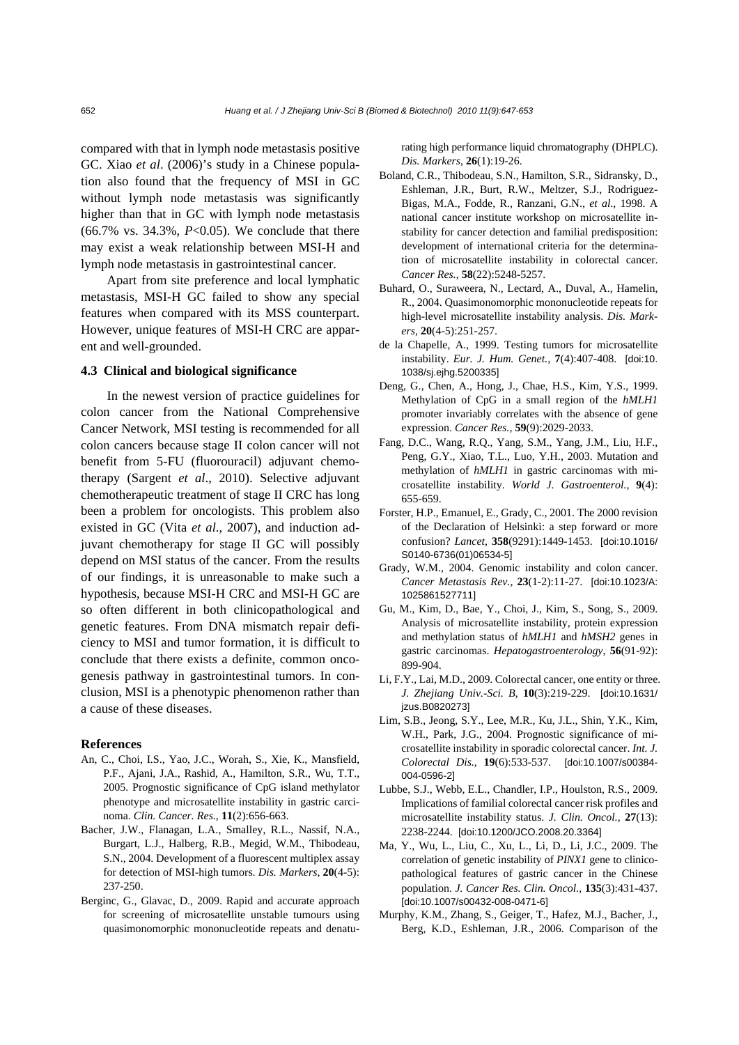compared with that in lymph node metastasis positive GC. Xiao *et al*. (2006)'s study in a Chinese population also found that the frequency of MSI in GC without lymph node metastasis was significantly higher than that in GC with lymph node metastasis (66.7% vs. 34.3%, $P<0.05$). We conclude that there may exist a weak relationship between MSI-H and lymph node metastasis in gastrointestinal cancer.

Apart from site preference and local lymphatic metastasis, MSI-H GC failed to show any special features when compared with its MSS counterpart. However, unique features of MSI-H CRC are apparent and well-grounded.

### 4.3 Clinical and biological significance

In the newest version of practice guidelines for colon cancer from the National Comprehensive Cancer Network, MSI testing is recommended for all colon cancers because stage II colon cancer will not benefit from 5-FU (fluorouracil) adjuvant chemotherapy (Sargent *et al*., 2010). Selective adjuvant chemotherapeutic treatment of stage II CRC has long been a problem for oncologists. This problem also existed in GC (Vita *et al*., 2007), and induction adjuvant chemotherapy for stage II GC will possibly depend on MSI status of the cancer. From the results of our findings, it is unreasonable to make such a hypothesis, because MSI-H CRC and MSI-H GC are so often different in both clinicopathological and genetic features. From DNA mismatch repair deficiency to MSI and tumor formation, it is difficult to conclude that there exists a definite, common oncogenesis pathway in gastrointestinal tumors. In conclusion, MSI is a phenotypic phenomenon rather than a cause of these diseases.

## References

An, C., Choi, I.S., Yao, J.C., Worah, S., Xie, K., Mansfield, P.F., Ajani, J.A., Rashid, A., Hamilton, S.R., Wu, T.T., 2005. Prognostic significance of CpG island methylator phenotype and microsatellite instability in gastric carcinoma. *Clin. Cancer. Res.*, **11**(2):656-663.

Bacher, J.W., Flanagan, L.A., Smalley, R.L., Nassif, N.A., Burgart, L.J., Halberg, R.B., Megid, W.M., Thibodeau, S.N., 2004. Development of a fluorescent multiplex assay for detection of MSI-high tumors. *Dis. Markers*, **20**(4-5):237-250.

Berginc, G., Glavac, D., 2009. Rapid and accurate approach for screening of microsatellite unstable tumours using quasimonomorphic mononucleotide repeats and denaturating high performance liquid chromatography (DHPLC). *Dis. Markers*, **26**(1):19-26.

Boland, C.R., Thibodeau, S.N., Hamilton, S.R., Sidransky, D., Eshleman, J.R., Burt, R.W., Meltzer, S.J., Rodriguez-Bigas, M.A., Fodde, R., Ranzani, G.N., *et al*., 1998. A national cancer institute workshop on microsatellite instability for cancer detection and familial predisposition: development of international criteria for the determination of microsatellite instability in colorectal cancer. *Cancer Res.*, **58**(22):5248-5257.

Buhard, O., Suraweera, N., Lectard, A., Duval, A., Hamelin, R., 2004. Quasimonomorphic mononucleotide repeats for high-level microsatellite instability analysis. *Dis. Markers*, **20**(4-5):251-257.

de la Chapelle, A., 1999. Testing tumors for microsatellite instability. *Eur. J. Hum. Genet.*, **7**(4):407-408. [doi:10.1038/sj.ejhg.5200335]

Deng, G., Chen, A., Hong, J., Chae, H.S., Kim, Y.S., 1999. Methylation of CpG in a small region of the *hMLH1* promoter invariably correlates with the absence of gene expression. *Cancer Res.*, **59**(9):2029-2033.

Fang, D.C., Wang, R.Q., Yang, S.M., Yang, J.M., Liu, H.F., Peng, G.Y., Xiao, T.L., Luo, Y.H., 2003. Mutation and methylation of *hMLH1* in gastric carcinomas with microsatellite instability. *World J. Gastroenterol.*, **9**(4):655-659.

Forster, H.P., Emanuel, E., Grady, C., 2001. The 2000 revision of the Declaration of Helsinki: a step forward or more confusion? *Lancet*, **358**(9291):1449-1453. [doi:10.1016/S0140-6736(01)06534-5]

Grady, W.M., 2004. Genomic instability and colon cancer. *Cancer Metastasis Rev.*, **23**(1-2):11-27. [doi:10.1023/A:1025861527711]

Gu, M., Kim, D., Bae, Y., Choi, J., Kim, S., Song, S., 2009. Analysis of microsatellite instability, protein expression and methylation status of *hMLH1* and *hMSH2* genes in gastric carcinomas. *Hepatogastroenterology*, **56**(91-92):899-904.

Li, F.Y., Lai, M.D., 2009. Colorectal cancer, one entity or three. *J. Zhejiang Univ.-Sci. B*, **10**(3):219-229. [doi:10.1631/jzus.B0820273]

Lim, S.B., Jeong, S.Y., Lee, M.R., Ku, J.L., Shin, Y.K., Kim, W.H., Park, J.G., 2004. Prognostic significance of microsatellite instability in sporadic colorectal cancer. *Int. J. Colorectal Dis.*, **19**(6):533-537. [doi:10.1007/s00384-004-0596-2]

Lubbe, S.J., Webb, E.L., Chandler, I.P., Houlston, R.S., 2009. Implications of familial colorectal cancer risk profiles and microsatellite instability status. *J. Clin. Oncol.*, **27**(13):2238-2244. [doi:10.1200/JCO.2008.20.3364]

Ma, Y., Wu, L., Liu, C., Xu, L., Li, D., Li, J.C., 2009. The correlation of genetic instability of *PINX1* gene to clinicopathological features of gastric cancer in the Chinese population. *J. Cancer Res. Clin. Oncol.*, **135**(3):431-437. [doi:10.1007/s00432-008-0471-6]

Murphy, K.M., Zhang, S., Geiger, T., Hafez, M.J., Bacher, J., Berg, K.D., Eshleman, J.R., 2006. Comparison of the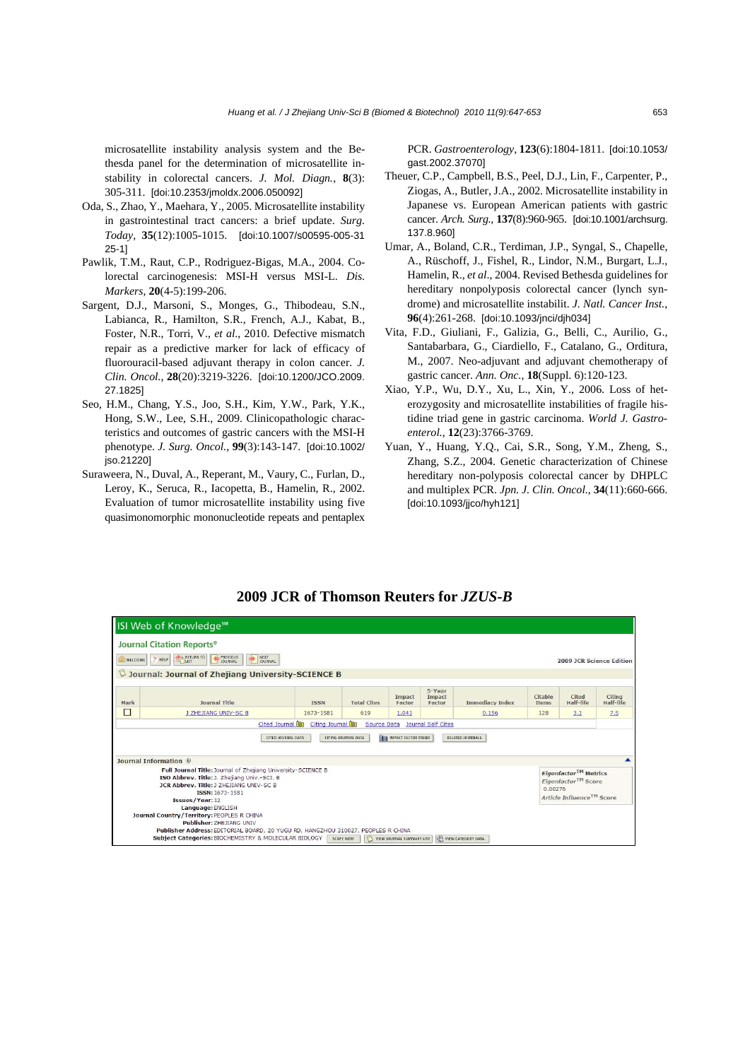microsatellite instability analysis system and the Bethesda panel for the determination of microsatellite instability in colorectal cancers. *J. Mol. Diagn.*, **8**(3): 305-311. [doi:10.2353/jmoldx.2006.050092]

Oda, S., Zhao, Y., Maehara, Y., 2005. Microsatellite instability in gastrointestinal tract cancers: a brief update. *Surg. Today*, **35**(12):1005-1015. [doi:10.1007/s00595-005-3125-1]

Pawlik, T.M., Raut, C.P., Rodriguez-Bigas, M.A., 2004. Colorectal carcinogenesis: MSI-H versus MSI-L. *Dis. Markers*, **20**(4-5):199-206.

Sargent, D.J., Marsoni, S., Monges, G., Thibodeau, S.N., Labianca, R., Hamilton, S.R., French, A.J., Kabat, B., Foster, N.R., Torri, V., *et al.*, 2010. Defective mismatch repair as a predictive marker for lack of efficacy of fluorouracil-based adjuvant therapy in colon cancer. *J. Clin. Oncol.*, **28**(20):3219-3226. [doi:10.1200/JCO.2009.27.1825]

Seo, H.M., Chang, Y.S., Joo, S.H., Kim, Y.W., Park, Y.K., Hong, S.W., Lee, S.H., 2009. Clinicopathologic characteristics and outcomes of gastric cancers with the MSI-H phenotype. *J. Surg. Oncol.*, **99**(3):143-147. [doi:10.1002/jso.21220]

Suraweera, N., Duval, A., Reperant, M., Vaury, C., Furlan, D., Leroy, K., Seruca, R., Iacopetta, B., Hamelin, R., 2002. Evaluation of tumor microsatellite instability using five quasimonomorphic mononucleotide repeats and pentaplex PCR. *Gastroenterology*, **123**(6):1804-1811. [doi:10.1053/gast.2002.37070]

Theuer, C.P., Campbell, B.S., Peel, D.J., Lin, F., Carpenter, P., Ziogas, A., Butler, J.A., 2002. Microsatellite instability in Japanese vs. European American patients with gastric cancer. *Arch. Surg.*, **137**(8):960-965. [doi:10.1001/archsurg.137.8.960]

Umar, A., Boland, C.R., Terdiman, J.P., Syngal, S., Chapelle, A., Rüschoff, J., Fishel, R., Lindor, N.M., Burgart, L.J., Hamelin, R., *et al.*, 2004. Revised Bethesda guidelines for hereditary nonpolyposis colorectal cancer (lynch syndrome) and microsatellite instabilit. *J. Natl. Cancer Inst.*, **96**(4):261-268. [doi:10.1093/jnci/djh034]

Vita, F.D., Giuliani, F., Galizia, G., Belli, C., Aurilio, G., Santabarbara, G., Ciardiello, F., Catalano, G., Orditura, M., 2007. Neo-adjuvant and adjuvant chemotherapy of gastric cancer. *Ann. Onc.*, **18**(Suppl. 6):120-123.

Xiao, Y.P., Wu, D.Y., Xu, L., Xin, Y., 2006. Loss of heterozygosity and microsatellite instabilities of fragile histidine triad gene in gastric carcinoma. *World J. Gastroenterol.*, **12**(23):3766-3769.

Yuan, Y., Huang, Y.Q., Cai, S.R., Song, Y.M., Zheng, S., Zhang, S.Z., 2004. Genetic characterization of Chinese hereditary non-polyposis colorectal cancer by DHPLC and multiplex PCR. *Jpn. J. Clin. Oncol.*, **34**(11):660-666. [doi:10.1093/jjco/hyh121]

## 2009 JCR of Thomson Reuters for *JZUS-B*

ISI Web of Knowledge℠

Journal Citation Reports®

2009 JCR Science Edition

Journal: Journal of Zhejiang University-SCIENCE B

| Mark | Journal Title | ISSN | Total Cites | Impact Factor | 5-Year Impact Factor | Immediacy Index | Citable Items | Cited Half-life | Citing Half-life |
|---|---|---|---|---|---|---|---|---|---|
| ☐ | J ZHEJIANG UNIV-SC B | 1673-1581 | 619 | 1.041 | | 0.156 | 128 | 3.1 | 7.5 |

Cited Journal | Citing Journal | Source Data | Journal Self Cites

Journal Information

Full Journal Title: Journal of Zhejiang University-SCIENCE B
ISO Abbrev. Title: J. Zhejiang Univ.-SCI. B
JCR Abbrev. Title: J ZHEJIANG UNIV-SC B
ISSN: 1673-1581
Issues/Year: 12
Language: ENGLISH
Journal Country/Territory: PEOPLES R CHINA
Publisher: ZHEJIANG UNIV
Publisher Address: EDITORIAL BOARD, 20 YUGU RD, HANGZHOU 310027, PEOPLES R CHINA
Subject Categories: BIOCHEMISTRY & MOLECULAR BIOLOGY

Eigenfactor™ Metrics
Eigenfactor™ Score
0.00276
Article Influence™ Score